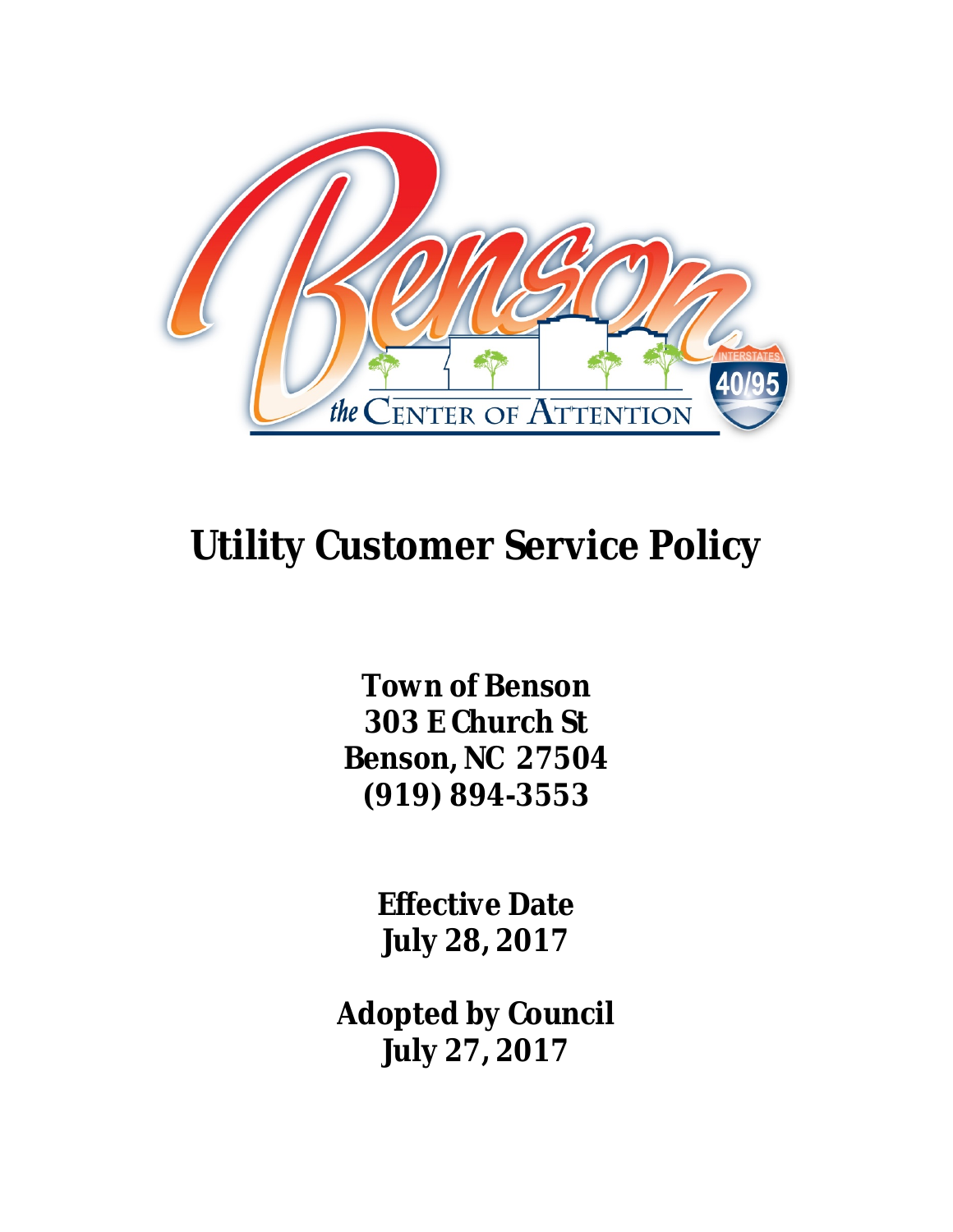# Utility Customer Service Policy

**Town of Benson**
**303 E Church St**
**Benson, NC 27504**
**(919) 894-3553**

**Effective Date**
**July 28, 2017**

**Adopted by Council**
**July 27, 2017**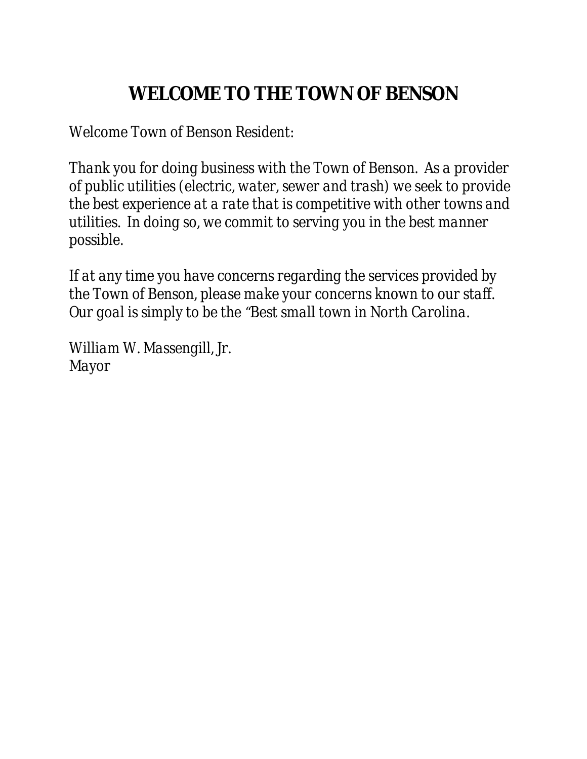# WELCOME TO THE TOWN OF BENSON

*Welcome Town of Benson Resident:*

*Thank you for doing business with the Town of Benson. As a provider of public utilities (electric, water, sewer and trash) we seek to provide the best experience at a rate that is competitive with other towns and utilities. In doing so, we commit to serving you in the best manner possible.*

*If at any time you have concerns regarding the services provided by the Town of Benson, please make your concerns known to our staff. Our goal is simply to be the "Best small town in North Carolina.*

*William W. Massengill, Jr.*
*Mayor*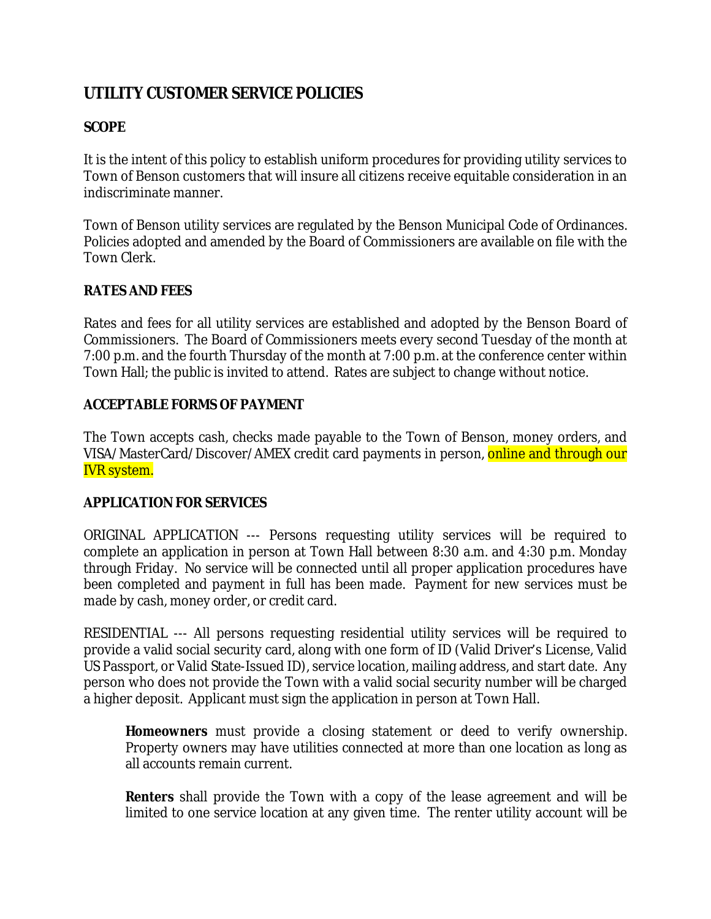# UTILITY CUSTOMER SERVICE POLICIES

## SCOPE

It is the intent of this policy to establish uniform procedures for providing utility services to Town of Benson customers that will insure all citizens receive equitable consideration in an indiscriminate manner.

Town of Benson utility services are regulated by the Benson Municipal Code of Ordinances. Policies adopted and amended by the Board of Commissioners are available on file with the Town Clerk.

## RATES AND FEES

Rates and fees for all utility services are established and adopted by the Benson Board of Commissioners. The Board of Commissioners meets every second Tuesday of the month at 7:00 p.m. and the fourth Thursday of the month at 7:00 p.m. at the conference center within Town Hall; the public is invited to attend. Rates are subject to change without notice.

## ACCEPTABLE FORMS OF PAYMENT

The Town accepts cash, checks made payable to the Town of Benson, money orders, and VISA/MasterCard/Discover/AMEX credit card payments in person, online and through our IVR system.

## APPLICATION FOR SERVICES

ORIGINAL APPLICATION --- Persons requesting utility services will be required to complete an application in person at Town Hall between 8:30 a.m. and 4:30 p.m. Monday through Friday. No service will be connected until all proper application procedures have been completed and payment in full has been made. Payment for new services must be made by cash, money order, or credit card.

RESIDENTIAL --- All persons requesting residential utility services will be required to provide a valid social security card, along with one form of ID (Valid Driver's License, Valid US Passport, or Valid State-Issued ID), service location, mailing address, and start date. Any person who does not provide the Town with a valid social security number will be charged a higher deposit. Applicant must sign the application in person at Town Hall.

> **Homeowners** must provide a closing statement or deed to verify ownership. Property owners may have utilities connected at more than one location as long as all accounts remain current.
>
> **Renters** shall provide the Town with a copy of the lease agreement and will be limited to one service location at any given time. The renter utility account will be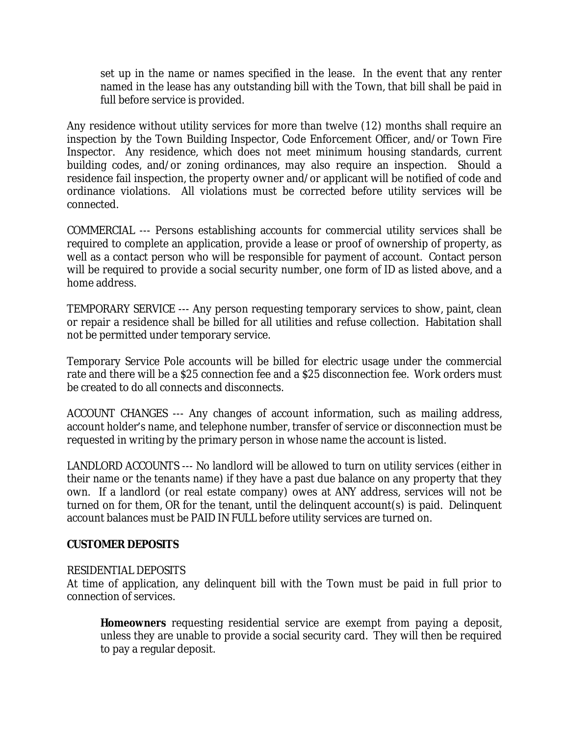set up in the name or names specified in the lease. In the event that any renter named in the lease has any outstanding bill with the Town, that bill shall be paid in full before service is provided.

Any residence without utility services for more than twelve (12) months shall require an inspection by the Town Building Inspector, Code Enforcement Officer, and/or Town Fire Inspector. Any residence, which does not meet minimum housing standards, current building codes, and/or zoning ordinances, may also require an inspection. Should a residence fail inspection, the property owner and/or applicant will be notified of code and ordinance violations. All violations must be corrected before utility services will be connected.

COMMERCIAL --- Persons establishing accounts for commercial utility services shall be required to complete an application, provide a lease or proof of ownership of property, as well as a contact person who will be responsible for payment of account. Contact person will be required to provide a social security number, one form of ID as listed above, and a home address.

TEMPORARY SERVICE --- Any person requesting temporary services to show, paint, clean or repair a residence shall be billed for all utilities and refuse collection. Habitation shall not be permitted under temporary service.

Temporary Service Pole accounts will be billed for electric usage under the commercial rate and there will be a $25 connection fee and a $25 disconnection fee. Work orders must be created to do all connects and disconnects.

ACCOUNT CHANGES --- Any changes of account information, such as mailing address, account holder's name, and telephone number, transfer of service or disconnection must be requested in writing by the primary person in whose name the account is listed.

LANDLORD ACCOUNTS --- No landlord will be allowed to turn on utility services (either in their name or the tenants name) if they have a past due balance on any property that they own. If a landlord (or real estate company) owes at ANY address, services will not be turned on for them, OR for the tenant, until the delinquent account(s) is paid. Delinquent account balances must be PAID IN FULL before utility services are turned on.

**CUSTOMER DEPOSITS**

RESIDENTIAL DEPOSITS

At time of application, any delinquent bill with the Town must be paid in full prior to connection of services.

**Homeowners** requesting residential service are exempt from paying a deposit, unless they are unable to provide a social security card. They will then be required to pay a regular deposit.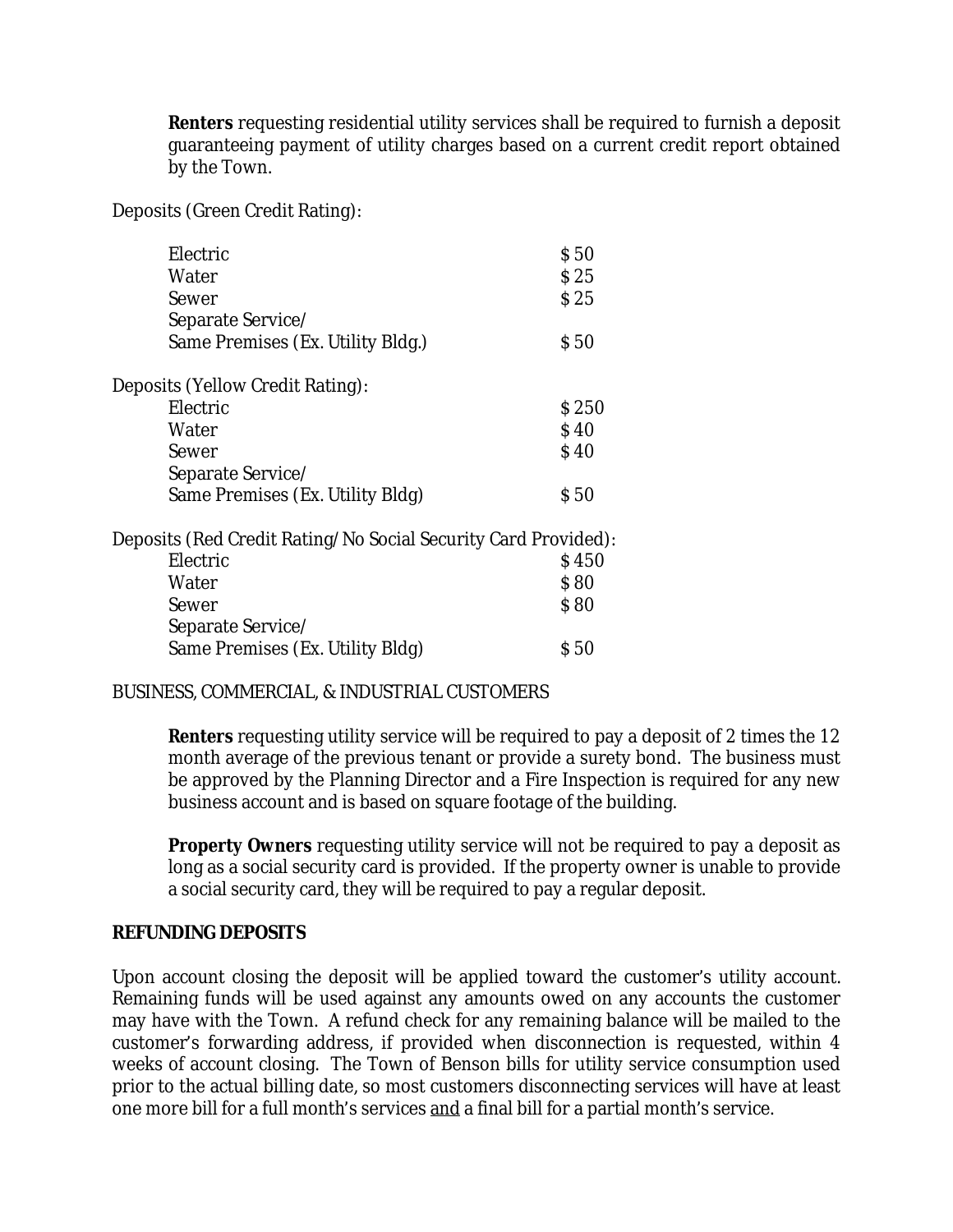**Renters** requesting residential utility services shall be required to furnish a deposit guaranteeing payment of utility charges based on a current credit report obtained by the Town.

Deposits (Green Credit Rating):

| | |
|---|---|
| Electric | $ 50 |
| Water | $ 25 |
| Sewer | $ 25 |
| Separate Service/ Same Premises (Ex. Utility Bldg.) | $ 50 |

Deposits (Yellow Credit Rating):

| | |
|---|---|
| Electric | $ 250 |
| Water | $ 40 |
| Sewer | $ 40 |
| Separate Service/ Same Premises (Ex. Utility Bldg) | $ 50 |

Deposits (Red Credit Rating/No Social Security Card Provided):

| | |
|---|---|
| Electric | $ 450 |
| Water | $ 80 |
| Sewer | $ 80 |
| Separate Service/ Same Premises (Ex. Utility Bldg) | $ 50 |

BUSINESS, COMMERCIAL, & INDUSTRIAL CUSTOMERS

**Renters** requesting utility service will be required to pay a deposit of 2 times the 12 month average of the previous tenant or provide a surety bond. The business must be approved by the Planning Director and a Fire Inspection is required for any new business account and is based on square footage of the building.

**Property Owners** requesting utility service will not be required to pay a deposit as long as a social security card is provided. If the property owner is unable to provide a social security card, they will be required to pay a regular deposit.

**REFUNDING DEPOSITS**

Upon account closing the deposit will be applied toward the customer's utility account. Remaining funds will be used against any amounts owed on any accounts the customer may have with the Town. A refund check for any remaining balance will be mailed to the customer's forwarding address, if provided when disconnection is requested, within 4 weeks of account closing. The Town of Benson bills for utility service consumption used prior to the actual billing date, so most customers disconnecting services will have at least one more bill for a full month's services and a final bill for a partial month's service.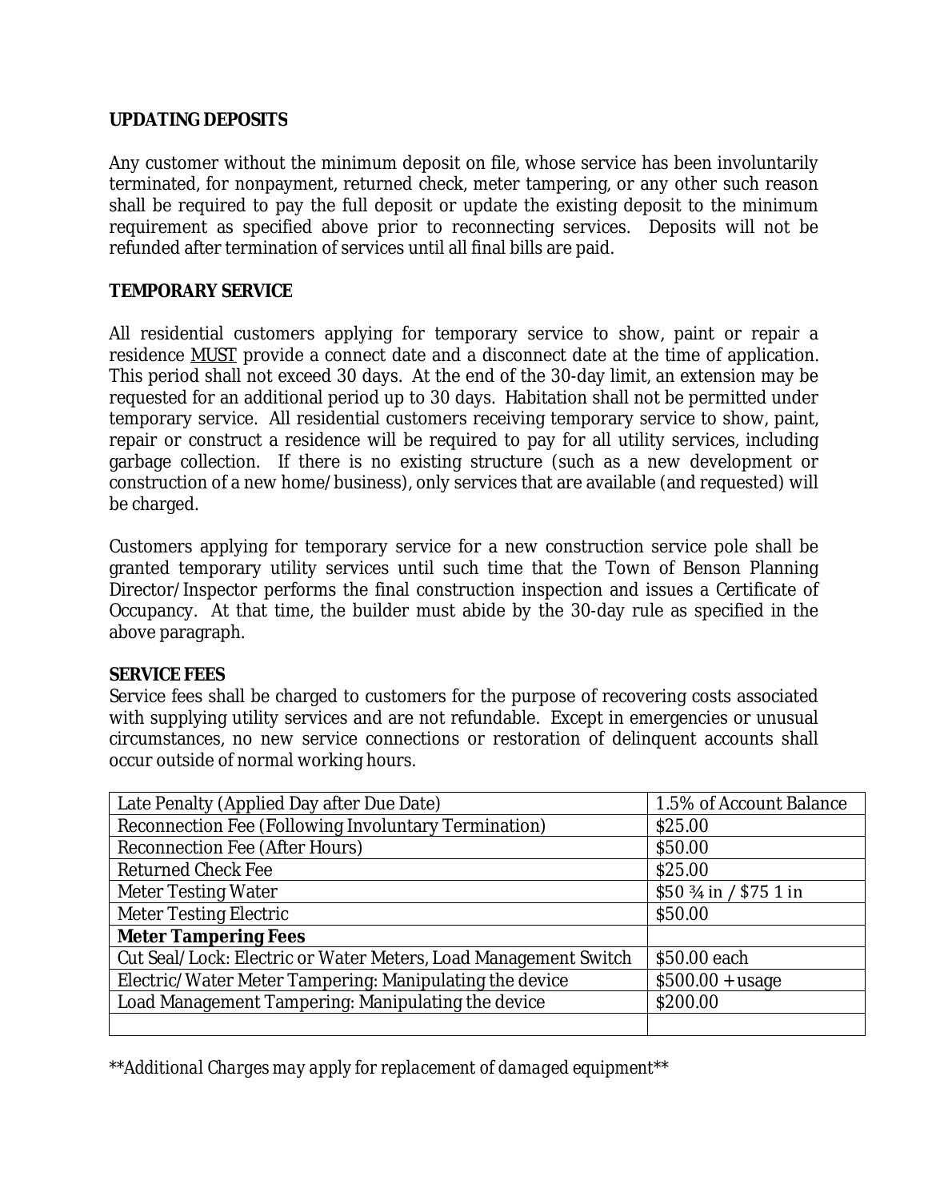**UPDATING DEPOSITS**

Any customer without the minimum deposit on file, whose service has been involuntarily terminated, for nonpayment, returned check, meter tampering, or any other such reason shall be required to pay the full deposit or update the existing deposit to the minimum requirement as specified above prior to reconnecting services. Deposits will not be refunded after termination of services until all final bills are paid.

**TEMPORARY SERVICE**

All residential customers applying for temporary service to show, paint or repair a residence MUST provide a connect date and a disconnect date at the time of application. This period shall not exceed 30 days. At the end of the 30-day limit, an extension may be requested for an additional period up to 30 days. Habitation shall not be permitted under temporary service. All residential customers receiving temporary service to show, paint, repair or construct a residence will be required to pay for all utility services, including garbage collection. If there is no existing structure (such as a new development or construction of a new home/business), only services that are available (and requested) will be charged.

Customers applying for temporary service for a new construction service pole shall be granted temporary utility services until such time that the Town of Benson Planning Director/Inspector performs the final construction inspection and issues a Certificate of Occupancy. At that time, the builder must abide by the 30-day rule as specified in the above paragraph.

**SERVICE FEES**

Service fees shall be charged to customers for the purpose of recovering costs associated with supplying utility services and are not refundable. Except in emergencies or unusual circumstances, no new service connections or restoration of delinquent accounts shall occur outside of normal working hours.

| | |
|---|---|
| Late Penalty (Applied Day after Due Date) | 1.5% of Account Balance |
| Reconnection Fee (Following Involuntary Termination) | $25.00 |
| Reconnection Fee (After Hours) | $50.00 |
| Returned Check Fee | $25.00 |
| Meter Testing Water | $50 ¾ in / $75 1 in |
| Meter Testing Electric | $50.00 |
| **Meter Tampering Fees** | |
| Cut Seal/Lock: Electric or Water Meters, Load Management Switch | $50.00 each |
| Electric/Water Meter Tampering: Manipulating the device | $500.00 + usage |
| Load Management Tampering: Manipulating the device | $200.00 |
| | |

*\*\*Additional Charges may apply for replacement of damaged equipment\*\**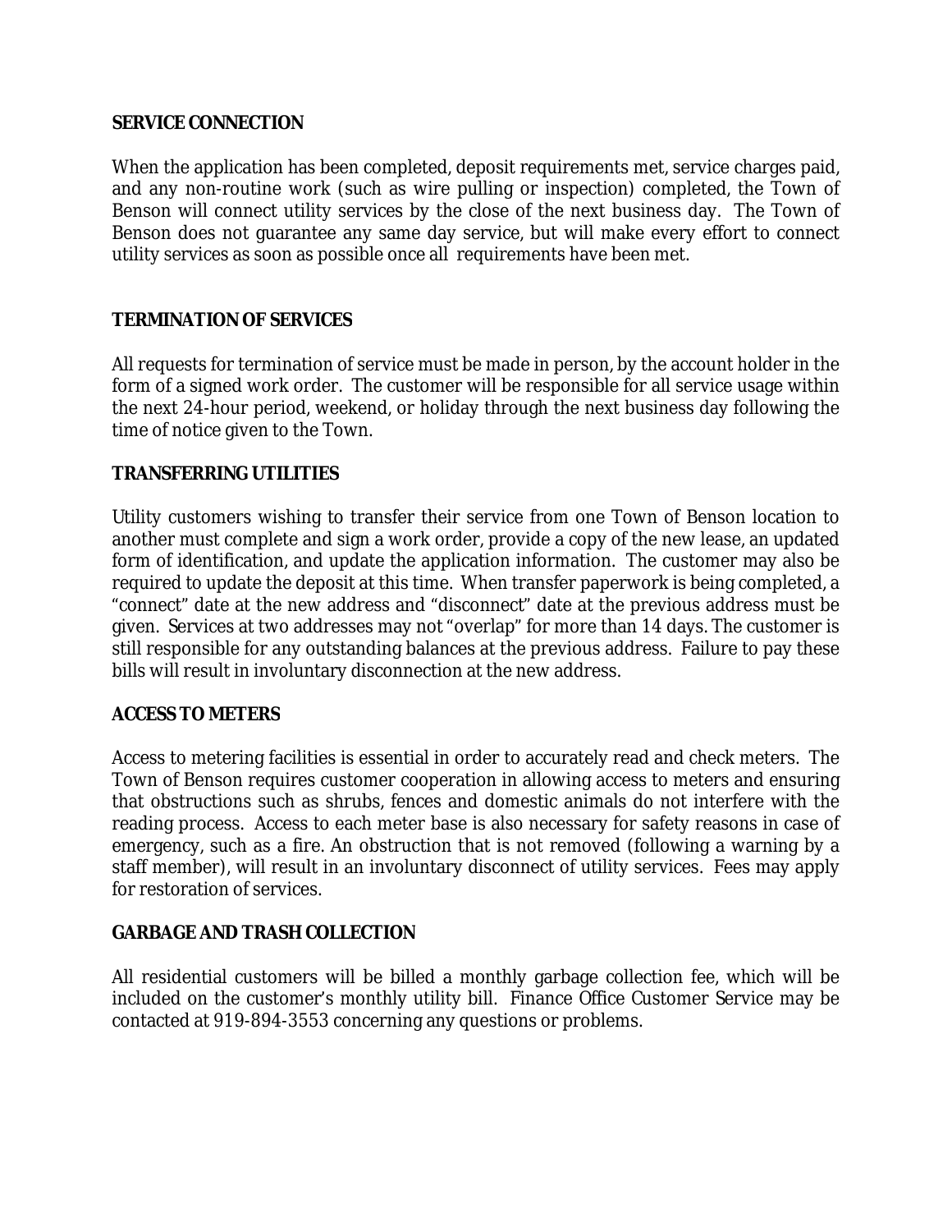## SERVICE CONNECTION

When the application has been completed, deposit requirements met, service charges paid, and any non-routine work (such as wire pulling or inspection) completed, the Town of Benson will connect utility services by the close of the next business day. The Town of Benson does not guarantee any same day service, but will make every effort to connect utility services as soon as possible once all requirements have been met.

## TERMINATION OF SERVICES

All requests for termination of service must be made in person, by the account holder in the form of a signed work order. The customer will be responsible for all service usage within the next 24-hour period, weekend, or holiday through the next business day following the time of notice given to the Town.

## TRANSFERRING UTILITIES

Utility customers wishing to transfer their service from one Town of Benson location to another must complete and sign a work order, provide a copy of the new lease, an updated form of identification, and update the application information. The customer may also be required to update the deposit at this time. When transfer paperwork is being completed, a "connect" date at the new address and "disconnect" date at the previous address must be given. Services at two addresses may not "overlap" for more than 14 days. The customer is still responsible for any outstanding balances at the previous address. Failure to pay these bills will result in involuntary disconnection at the new address.

## ACCESS TO METERS

Access to metering facilities is essential in order to accurately read and check meters. The Town of Benson requires customer cooperation in allowing access to meters and ensuring that obstructions such as shrubs, fences and domestic animals do not interfere with the reading process. Access to each meter base is also necessary for safety reasons in case of emergency, such as a fire. An obstruction that is not removed (following a warning by a staff member), will result in an involuntary disconnect of utility services. Fees may apply for restoration of services.

## GARBAGE AND TRASH COLLECTION

All residential customers will be billed a monthly garbage collection fee, which will be included on the customer's monthly utility bill. Finance Office Customer Service may be contacted at 919-894-3553 concerning any questions or problems.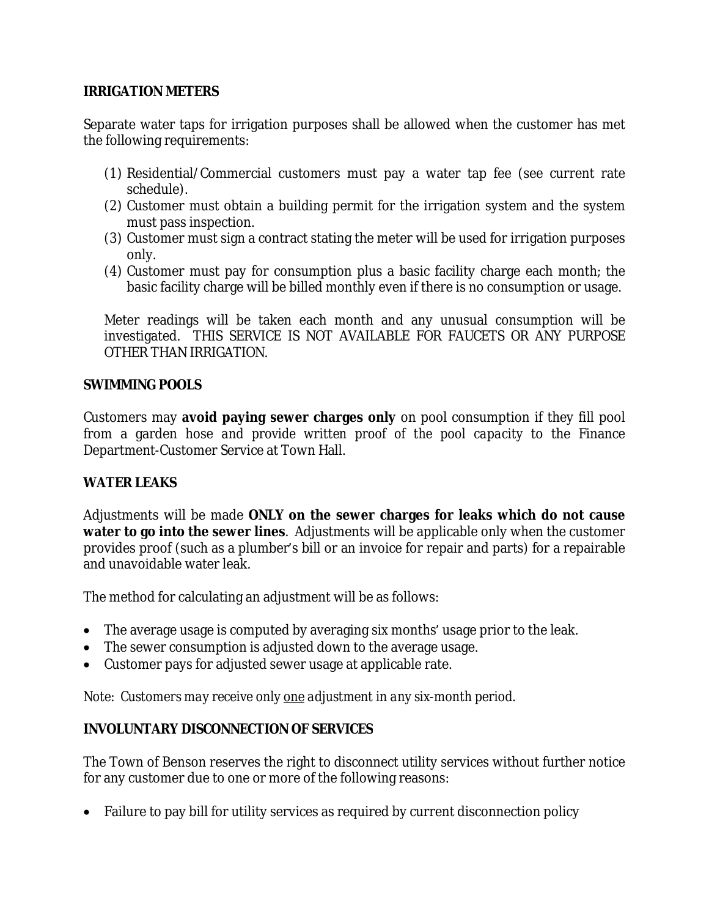**IRRIGATION METERS**

Separate water taps for irrigation purposes shall be allowed when the customer has met the following requirements:

(1) Residential/Commercial customers must pay a water tap fee (see current rate schedule).
(2) Customer must obtain a building permit for the irrigation system and the system must pass inspection.
(3) Customer must sign a contract stating the meter will be used for irrigation purposes only.
(4) Customer must pay for consumption plus a basic facility charge each month; the basic facility charge will be billed monthly even if there is no consumption or usage.

Meter readings will be taken each month and any unusual consumption will be investigated. THIS SERVICE IS NOT AVAILABLE FOR FAUCETS OR ANY PURPOSE OTHER THAN IRRIGATION.

**SWIMMING POOLS**

Customers may **avoid paying sewer charges only** on pool consumption if they fill pool from a garden hose *and provide written proof of the pool capacity* to the Finance Department-Customer Service at Town Hall.

**WATER LEAKS**

Adjustments will be made **ONLY on the sewer charges for leaks which do not cause water to go into the sewer lines**. Adjustments will be applicable only when the customer provides proof (such as a plumber's bill or an invoice for repair and parts) for a repairable and unavoidable water leak.

The method for calculating an adjustment will be as follows:

- The average usage is computed by averaging six months' usage prior to the leak.
- The sewer consumption is adjusted down to the average usage.
- Customer pays for adjusted sewer usage at applicable rate.

*Note: Customers may receive only <u>one</u> adjustment in any six-month period.*

**INVOLUNTARY DISCONNECTION OF SERVICES**

The Town of Benson reserves the right to disconnect utility services without further notice for any customer due to one or more of the following reasons:

- Failure to pay bill for utility services as required by current disconnection policy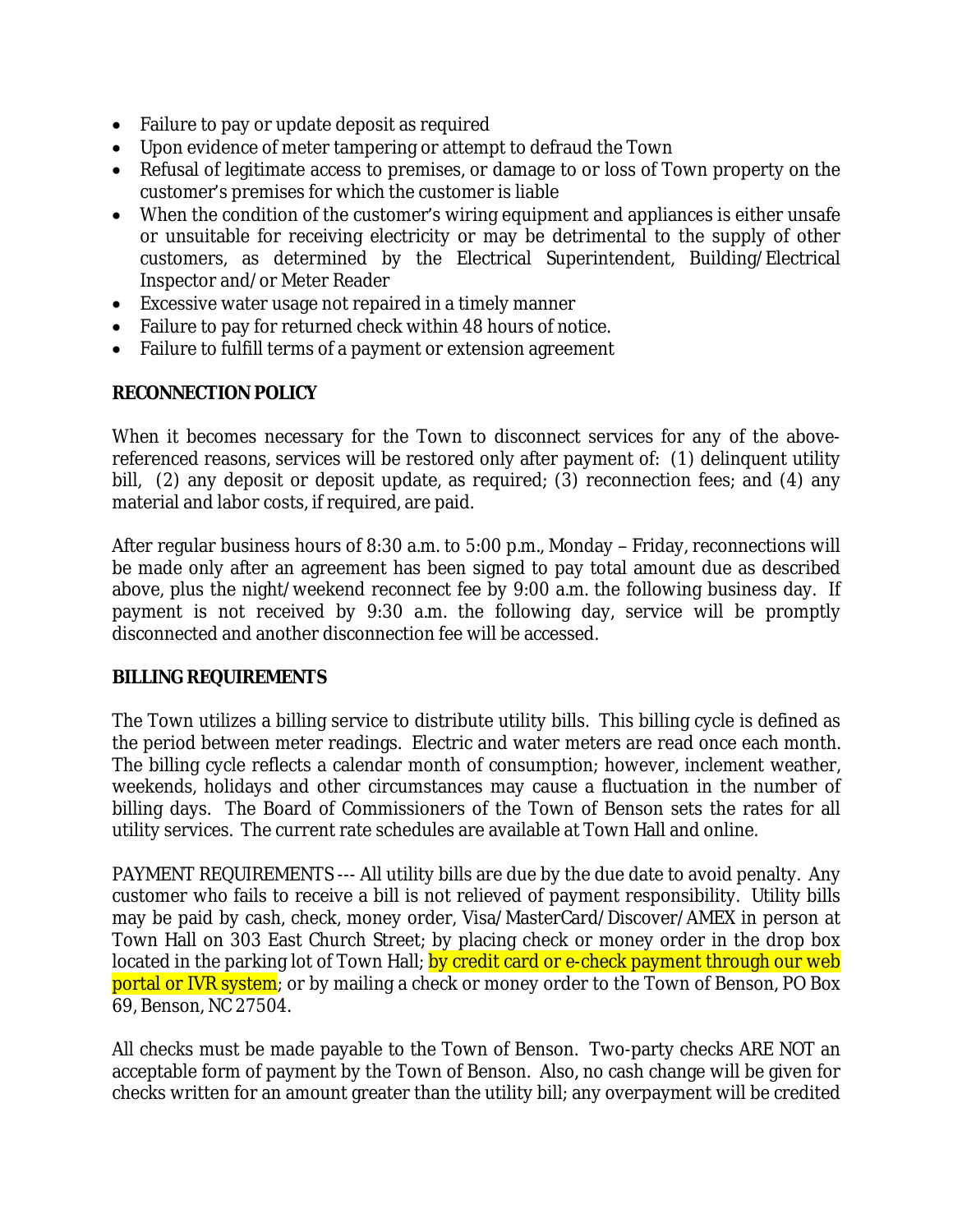- Failure to pay or update deposit as required
- Upon evidence of meter tampering or attempt to defraud the Town
- Refusal of legitimate access to premises, or damage to or loss of Town property on the customer's premises for which the customer is liable
- When the condition of the customer's wiring equipment and appliances is either unsafe or unsuitable for receiving electricity or may be detrimental to the supply of other customers, as determined by the Electrical Superintendent, Building/Electrical Inspector and/or Meter Reader
- Excessive water usage not repaired in a timely manner
- Failure to pay for returned check within 48 hours of notice.
- Failure to fulfill terms of a payment or extension agreement

**RECONNECTION POLICY**

When it becomes necessary for the Town to disconnect services for any of the above-referenced reasons, services will be restored only after payment of: (1) delinquent utility bill, (2) any deposit or deposit update, as required; (3) reconnection fees; and (4) any material and labor costs, if required, are paid.

After regular business hours of 8:30 a.m. to 5:00 p.m., Monday – Friday, reconnections will be made only after an agreement has been signed to pay total amount due as described above, plus the night/weekend reconnect fee by 9:00 a.m. the following business day. If payment is not received by 9:30 a.m. the following day, service will be promptly disconnected and another disconnection fee will be accessed.

**BILLING REQUIREMENTS**

The Town utilizes a billing service to distribute utility bills. This billing cycle is defined as the period between meter readings. Electric and water meters are read once each month. The billing cycle reflects a calendar month of consumption; however, inclement weather, weekends, holidays and other circumstances may cause a fluctuation in the number of billing days. The Board of Commissioners of the Town of Benson sets the rates for all utility services. The current rate schedules are available at Town Hall and online.

PAYMENT REQUIREMENTS --- All utility bills are due by the due date to avoid penalty. Any customer who fails to receive a bill is not relieved of payment responsibility. Utility bills may be paid by cash, check, money order, Visa/MasterCard/Discover/AMEX in person at Town Hall on 303 East Church Street; by placing check or money order in the drop box located in the parking lot of Town Hall; by credit card or e-check payment through our web portal or IVR system; or by mailing a check or money order to the Town of Benson, PO Box 69, Benson, NC 27504.

All checks must be made payable to the Town of Benson. Two-party checks ARE NOT an acceptable form of payment by the Town of Benson. Also, no cash change will be given for checks written for an amount greater than the utility bill; any overpayment will be credited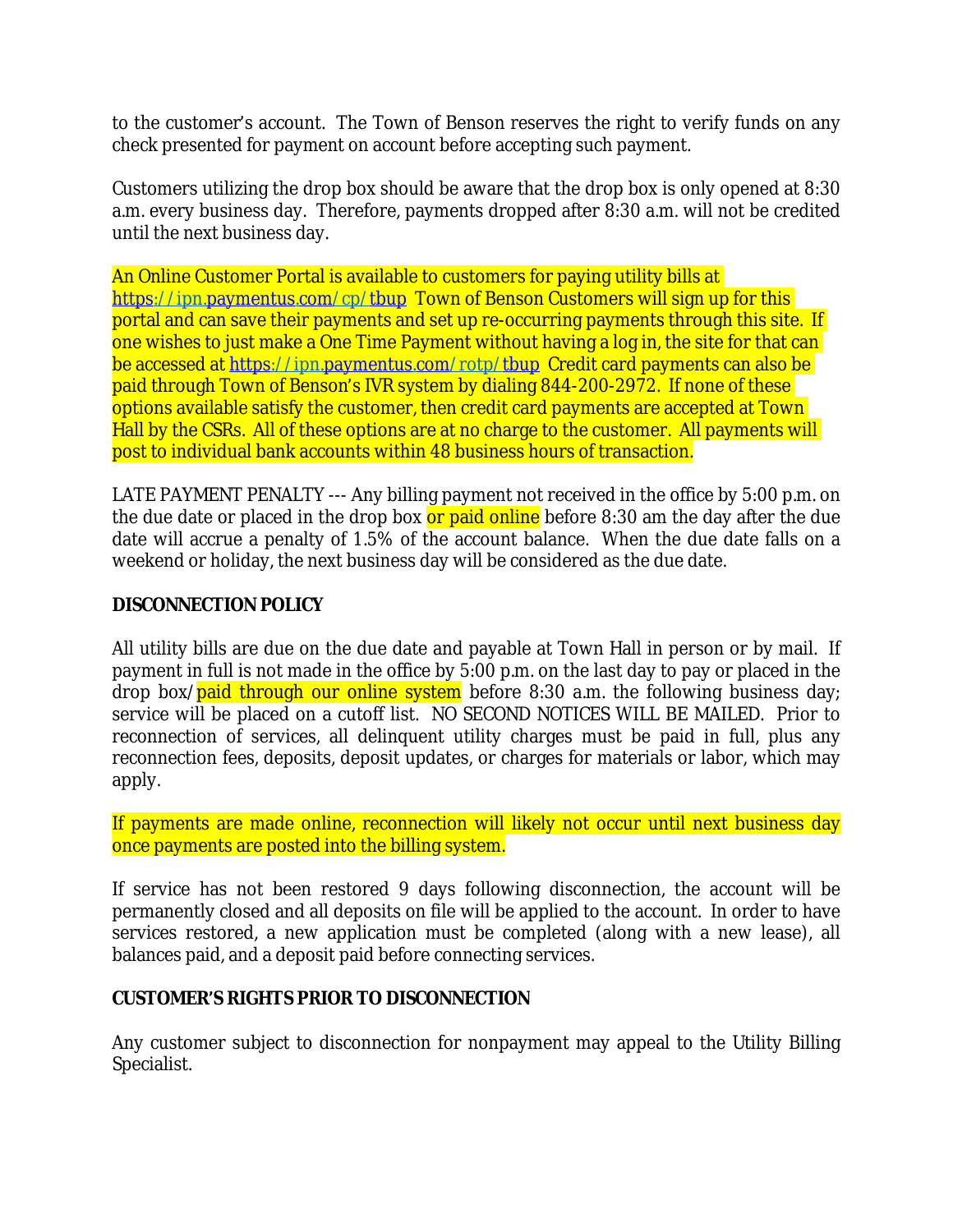to the customer's account. The Town of Benson reserves the right to verify funds on any check presented for payment on account before accepting such payment.

Customers utilizing the drop box should be aware that the drop box is only opened at 8:30 a.m. every business day. Therefore, payments dropped after 8:30 a.m. will not be credited until the next business day.

An Online Customer Portal is available to customers for paying utility bills at https://ipn.paymentus.com/cp/tbup Town of Benson Customers will sign up for this portal and can save their payments and set up re-occurring payments through this site. If one wishes to just make a One Time Payment without having a log in, the site for that can be accessed at https://ipn.paymentus.com/rotp/tbup Credit card payments can also be paid through Town of Benson's IVR system by dialing 844-200-2972. If none of these options available satisfy the customer, then credit card payments are accepted at Town Hall by the CSRs. All of these options are at no charge to the customer. All payments will post to individual bank accounts within 48 business hours of transaction.

LATE PAYMENT PENALTY --- Any billing payment not received in the office by 5:00 p.m. on the due date or placed in the drop box or paid online before 8:30 am the day after the due date will accrue a penalty of 1.5% of the account balance. When the due date falls on a weekend or holiday, the next business day will be considered as the due date.

**DISCONNECTION POLICY**

All utility bills are due on the due date and payable at Town Hall in person or by mail. If payment in full is not made in the office by 5:00 p.m. on the last day to pay or placed in the drop box/paid through our online system before 8:30 a.m. the following business day; service will be placed on a cutoff list. NO SECOND NOTICES WILL BE MAILED. Prior to reconnection of services, all delinquent utility charges must be paid in full, plus any reconnection fees, deposits, deposit updates, or charges for materials or labor, which may apply.

If payments are made online, reconnection will likely not occur until next business day once payments are posted into the billing system.

If service has not been restored 9 days following disconnection, the account will be permanently closed and all deposits on file will be applied to the account. In order to have services restored, a new application must be completed (along with a new lease), all balances paid, and a deposit paid before connecting services.

**CUSTOMER'S RIGHTS PRIOR TO DISCONNECTION**

Any customer subject to disconnection for nonpayment may appeal to the Utility Billing Specialist.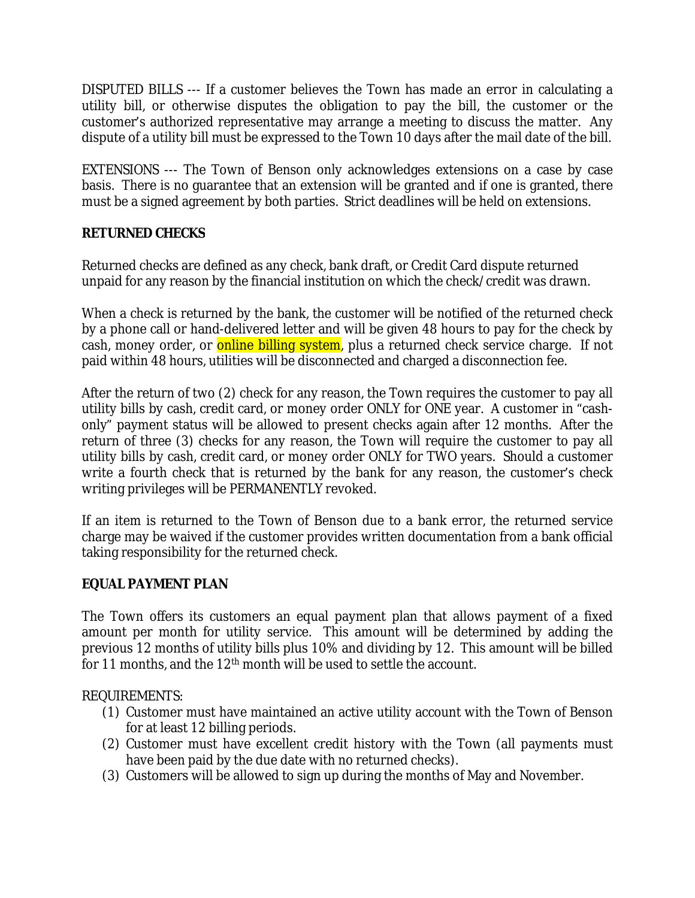DISPUTED BILLS --- If a customer believes the Town has made an error in calculating a utility bill, or otherwise disputes the obligation to pay the bill, the customer or the customer's authorized representative may arrange a meeting to discuss the matter. Any dispute of a utility bill must be expressed to the Town 10 days after the mail date of the bill.

EXTENSIONS --- The Town of Benson only acknowledges extensions on a case by case basis. There is no guarantee that an extension will be granted and if one is granted, there must be a signed agreement by both parties. Strict deadlines will be held on extensions.

**RETURNED CHECKS**

Returned checks are defined as any check, bank draft, or Credit Card dispute returned unpaid for any reason by the financial institution on which the check/credit was drawn.

When a check is returned by the bank, the customer will be notified of the returned check by a phone call or hand-delivered letter and will be given 48 hours to pay for the check by cash, money order, or online billing system, plus a returned check service charge. If not paid within 48 hours, utilities will be disconnected and charged a disconnection fee.

After the return of two (2) check for any reason, the Town requires the customer to pay all utility bills by cash, credit card, or money order ONLY for ONE year. A customer in "cash-only" payment status will be allowed to present checks again after 12 months. After the return of three (3) checks for any reason, the Town will require the customer to pay all utility bills by cash, credit card, or money order ONLY for TWO years. Should a customer write a fourth check that is returned by the bank for any reason, the customer's check writing privileges will be PERMANENTLY revoked.

If an item is returned to the Town of Benson due to a bank error, the returned service charge may be waived if the customer provides written documentation from a bank official taking responsibility for the returned check.

**EQUAL PAYMENT PLAN**

The Town offers its customers an equal payment plan that allows payment of a fixed amount per month for utility service. This amount will be determined by adding the previous 12 months of utility bills plus 10% and dividing by 12. This amount will be billed for 11 months, and the 12th month will be used to settle the account.

REQUIREMENTS:

(1) Customer must have maintained an active utility account with the Town of Benson for at least 12 billing periods.
(2) Customer must have excellent credit history with the Town (all payments must have been paid by the due date with no returned checks).
(3) Customers will be allowed to sign up during the months of May and November.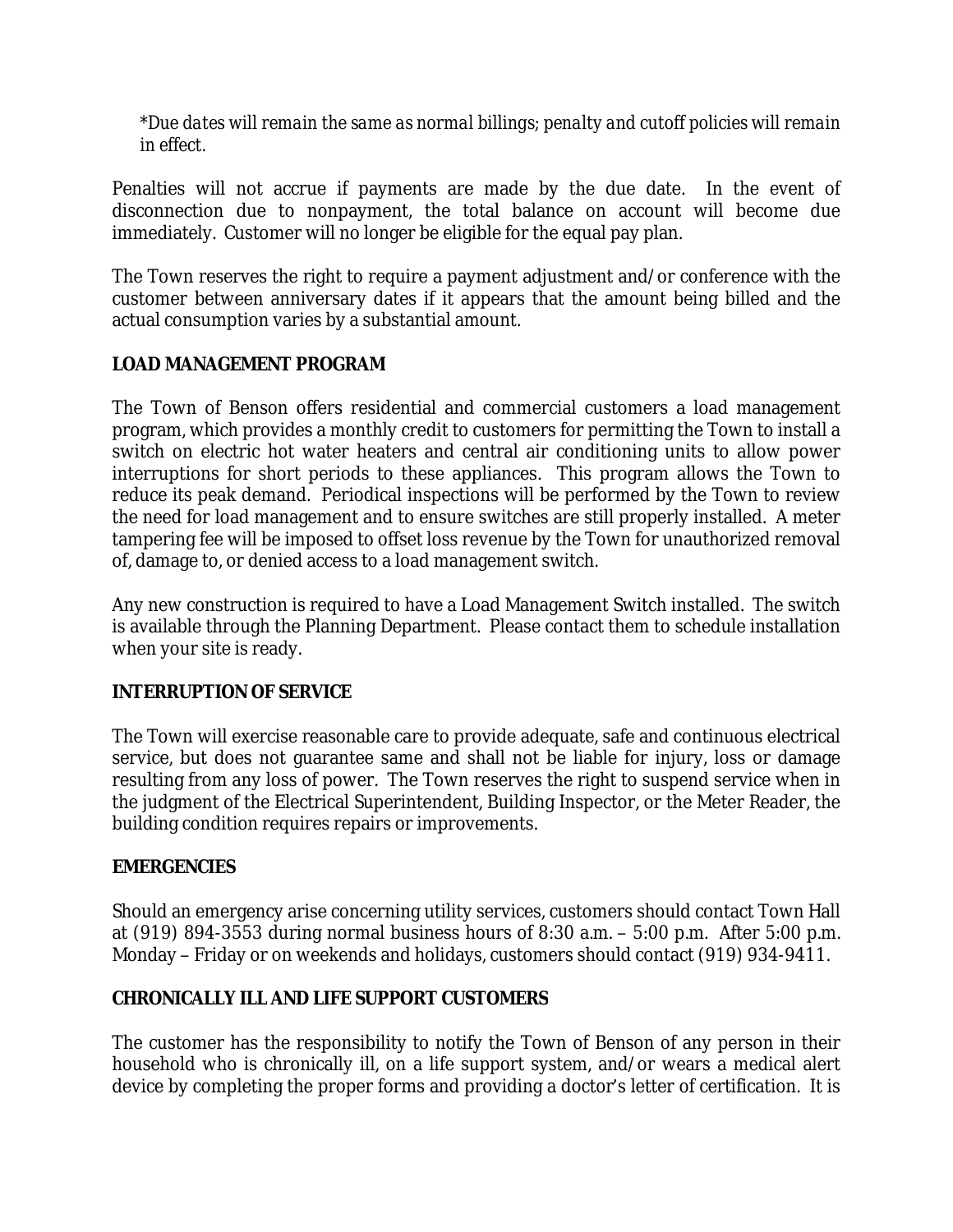*\*Due dates will remain the same as normal billings; penalty and cutoff policies will remain in effect.*

Penalties will not accrue if payments are made by the due date. In the event of disconnection due to nonpayment, the total balance on account will become due immediately. Customer will no longer be eligible for the equal pay plan.

The Town reserves the right to require a payment adjustment and/or conference with the customer between anniversary dates if it appears that the amount being billed and the actual consumption varies by a substantial amount.

**LOAD MANAGEMENT PROGRAM**

The Town of Benson offers residential and commercial customers a load management program, which provides a monthly credit to customers for permitting the Town to install a switch on electric hot water heaters and central air conditioning units to allow power interruptions for short periods to these appliances. This program allows the Town to reduce its peak demand. Periodical inspections will be performed by the Town to review the need for load management and to ensure switches are still properly installed. A meter tampering fee will be imposed to offset loss revenue by the Town for unauthorized removal of, damage to, or denied access to a load management switch.

Any new construction is required to have a Load Management Switch installed. The switch is available through the Planning Department. Please contact them to schedule installation when your site is ready.

**INTERRUPTION OF SERVICE**

The Town will exercise reasonable care to provide adequate, safe and continuous electrical service, but does not guarantee same and shall not be liable for injury, loss or damage resulting from any loss of power. The Town reserves the right to suspend service when in the judgment of the Electrical Superintendent, Building Inspector, or the Meter Reader, the building condition requires repairs or improvements.

**EMERGENCIES**

Should an emergency arise concerning utility services, customers should contact Town Hall at (919) 894-3553 during normal business hours of 8:30 a.m. – 5:00 p.m. After 5:00 p.m. Monday – Friday or on weekends and holidays, customers should contact (919) 934-9411.

**CHRONICALLY ILL AND LIFE SUPPORT CUSTOMERS**

The customer has the responsibility to notify the Town of Benson of any person in their household who is chronically ill, on a life support system, and/or wears a medical alert device by completing the proper forms and providing a doctor's letter of certification. It is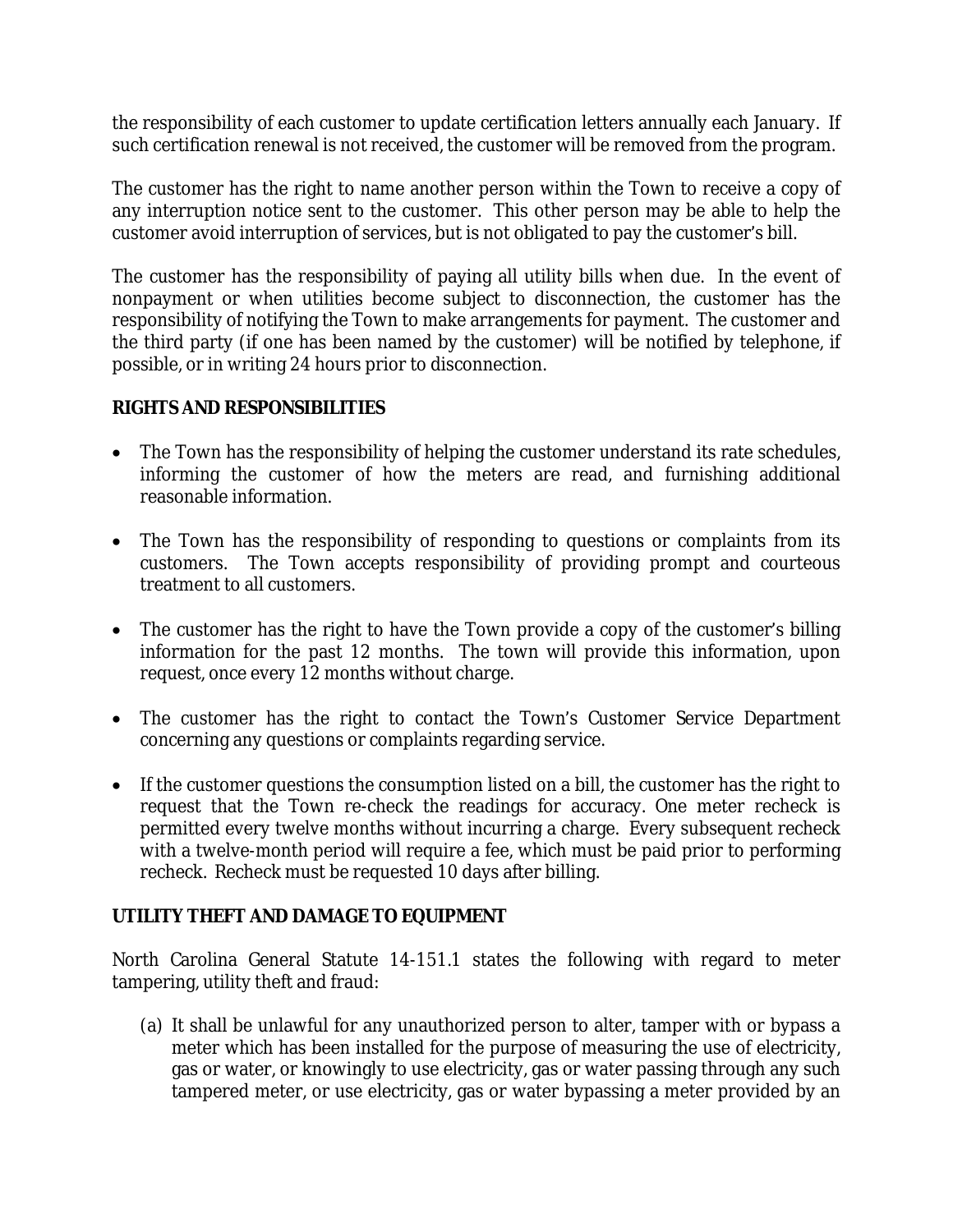the responsibility of each customer to update certification letters annually each January. If such certification renewal is not received, the customer will be removed from the program.

The customer has the right to name another person within the Town to receive a copy of any interruption notice sent to the customer. This other person may be able to help the customer avoid interruption of services, but is not obligated to pay the customer's bill.

The customer has the responsibility of paying all utility bills when due. In the event of nonpayment or when utilities become subject to disconnection, the customer has the responsibility of notifying the Town to make arrangements for payment. The customer and the third party (if one has been named by the customer) will be notified by telephone, if possible, or in writing 24 hours prior to disconnection.

**RIGHTS AND RESPONSIBILITIES**

- The Town has the responsibility of helping the customer understand its rate schedules, informing the customer of how the meters are read, and furnishing additional reasonable information.
- The Town has the responsibility of responding to questions or complaints from its customers. The Town accepts responsibility of providing prompt and courteous treatment to all customers.
- The customer has the right to have the Town provide a copy of the customer's billing information for the past 12 months. The town will provide this information, upon request, once every 12 months without charge.
- The customer has the right to contact the Town's Customer Service Department concerning any questions or complaints regarding service.
- If the customer questions the consumption listed on a bill, the customer has the right to request that the Town re-check the readings for accuracy. One meter recheck is permitted every twelve months without incurring a charge. Every subsequent recheck with a twelve-month period will require a fee, which must be paid prior to performing recheck. Recheck must be requested 10 days after billing.

**UTILITY THEFT AND DAMAGE TO EQUIPMENT**

North Carolina General Statute 14-151.1 states the following with regard to meter tampering, utility theft and fraud:

(a) It shall be unlawful for any unauthorized person to alter, tamper with or bypass a meter which has been installed for the purpose of measuring the use of electricity, gas or water, or knowingly to use electricity, gas or water passing through any such tampered meter, or use electricity, gas or water bypassing a meter provided by an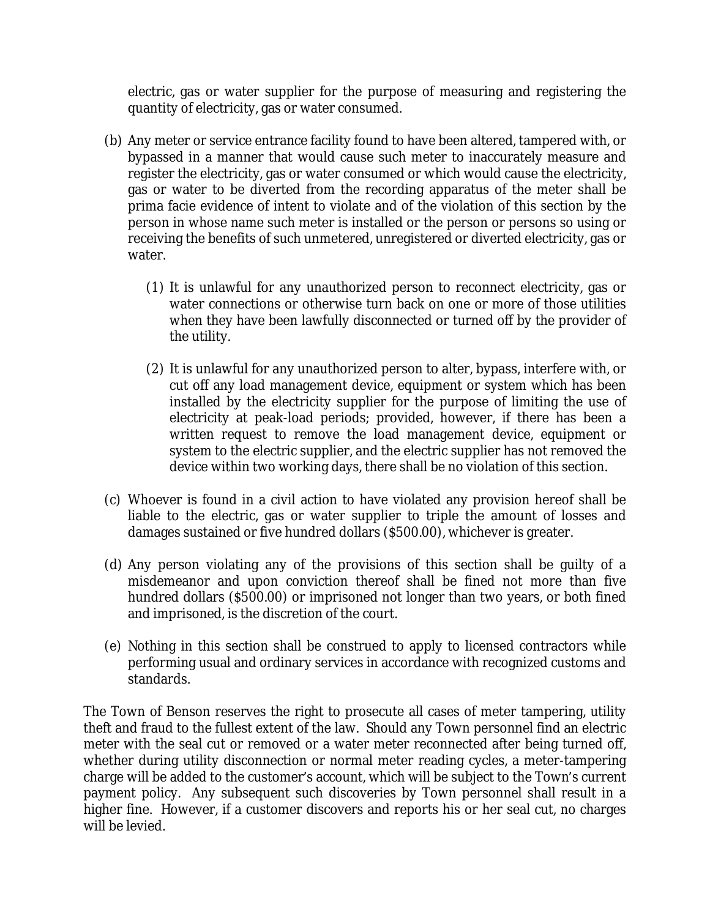electric, gas or water supplier for the purpose of measuring and registering the quantity of electricity, gas or water consumed.

(b) Any meter or service entrance facility found to have been altered, tampered with, or bypassed in a manner that would cause such meter to inaccurately measure and register the electricity, gas or water consumed or which would cause the electricity, gas or water to be diverted from the recording apparatus of the meter shall be prima facie evidence of intent to violate and of the violation of this section by the person in whose name such meter is installed or the person or persons so using or receiving the benefits of such unmetered, unregistered or diverted electricity, gas or water.

   (1) It is unlawful for any unauthorized person to reconnect electricity, gas or water connections or otherwise turn back on one or more of those utilities when they have been lawfully disconnected or turned off by the provider of the utility.

   (2) It is unlawful for any unauthorized person to alter, bypass, interfere with, or cut off any load management device, equipment or system which has been installed by the electricity supplier for the purpose of limiting the use of electricity at peak-load periods; provided, however, if there has been a written request to remove the load management device, equipment or system to the electric supplier, and the electric supplier has not removed the device within two working days, there shall be no violation of this section.

(c) Whoever is found in a civil action to have violated any provision hereof shall be liable to the electric, gas or water supplier to triple the amount of losses and damages sustained or five hundred dollars ($500.00), whichever is greater.

(d) Any person violating any of the provisions of this section shall be guilty of a misdemeanor and upon conviction thereof shall be fined not more than five hundred dollars ($500.00) or imprisoned not longer than two years, or both fined and imprisoned, is the discretion of the court.

(e) Nothing in this section shall be construed to apply to licensed contractors while performing usual and ordinary services in accordance with recognized customs and standards.

The Town of Benson reserves the right to prosecute all cases of meter tampering, utility theft and fraud to the fullest extent of the law. Should any Town personnel find an electric meter with the seal cut or removed or a water meter reconnected after being turned off, whether during utility disconnection or normal meter reading cycles, a meter-tampering charge will be added to the customer's account, which will be subject to the Town's current payment policy. Any subsequent such discoveries by Town personnel shall result in a higher fine. However, if a customer discovers and reports his or her seal cut, no charges will be levied.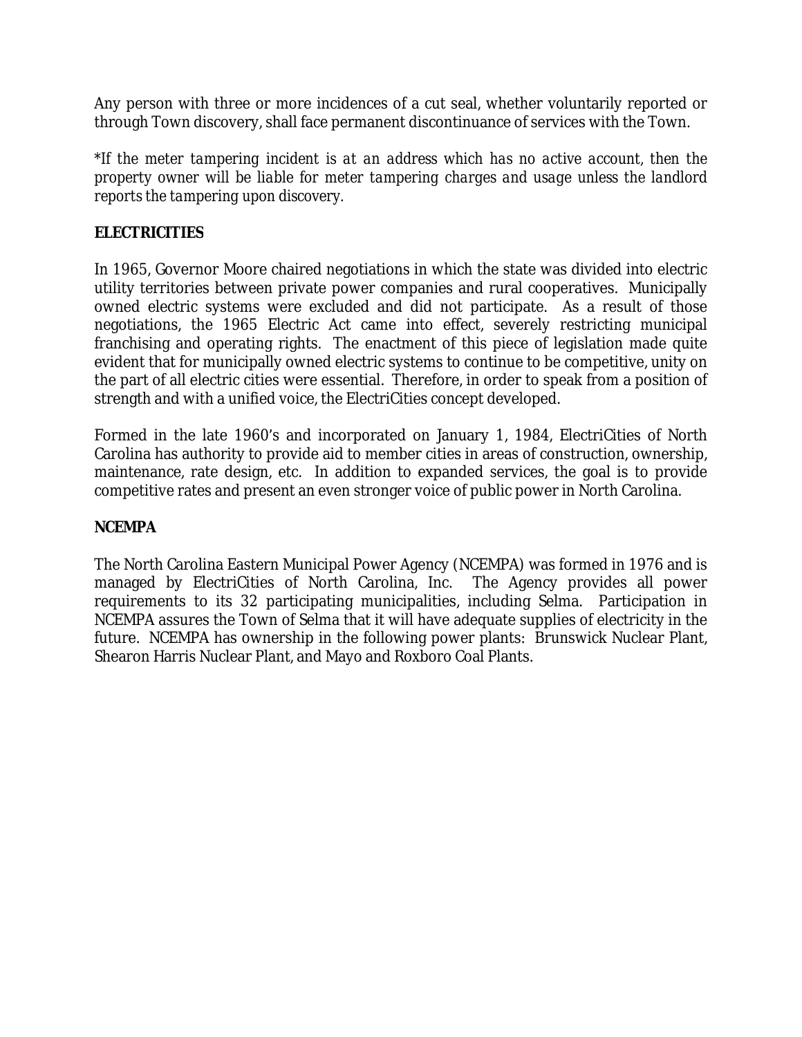Any person with three or more incidences of a cut seal, whether voluntarily reported or through Town discovery, shall face permanent discontinuance of services with the Town.

*If the meter tampering incident is at an address which has no active account, then the property owner will be liable for meter tampering charges and usage unless the landlord reports the tampering upon discovery.*

**ELECTRICITIES**

In 1965, Governor Moore chaired negotiations in which the state was divided into electric utility territories between private power companies and rural cooperatives. Municipally owned electric systems were excluded and did not participate. As a result of those negotiations, the 1965 Electric Act came into effect, severely restricting municipal franchising and operating rights. The enactment of this piece of legislation made quite evident that for municipally owned electric systems to continue to be competitive, unity on the part of all electric cities were essential. Therefore, in order to speak from a position of strength and with a unified voice, the ElectriCities concept developed.

Formed in the late 1960's and incorporated on January 1, 1984, ElectriCities of North Carolina has authority to provide aid to member cities in areas of construction, ownership, maintenance, rate design, etc. In addition to expanded services, the goal is to provide competitive rates and present an even stronger voice of public power in North Carolina.

**NCEMPA**

The North Carolina Eastern Municipal Power Agency (NCEMPA) was formed in 1976 and is managed by ElectriCities of North Carolina, Inc. The Agency provides all power requirements to its 32 participating municipalities, including Selma. Participation in NCEMPA assures the Town of Selma that it will have adequate supplies of electricity in the future. NCEMPA has ownership in the following power plants: Brunswick Nuclear Plant, Shearon Harris Nuclear Plant, and Mayo and Roxboro Coal Plants.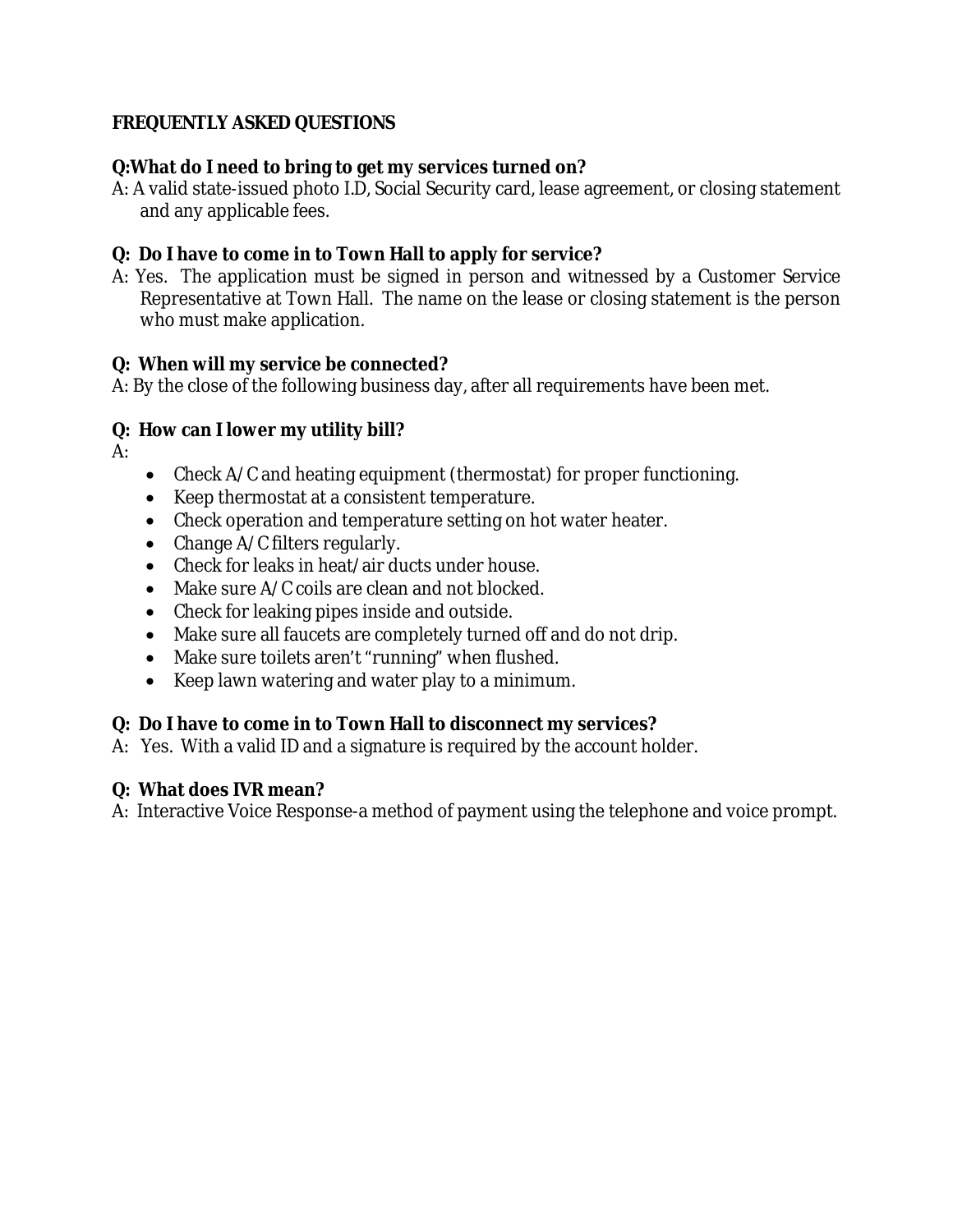## FREQUENTLY ASKED QUESTIONS

**Q:What do I need to bring to get my services turned on?**

A: A valid state-issued photo I.D, Social Security card, lease agreement, or closing statement and any applicable fees.

**Q: Do I have to come in to Town Hall to apply for service?**

A: Yes. The application must be signed in person and witnessed by a Customer Service Representative at Town Hall. The name on the lease or closing statement is the person who must make application.

**Q: When will my service be connected?**

A: By the close of the following business day, after all requirements have been met.

**Q: How can I lower my utility bill?**

A:

- Check A/C and heating equipment (thermostat) for proper functioning.
- Keep thermostat at a consistent temperature.
- Check operation and temperature setting on hot water heater.
- Change A/C filters regularly.
- Check for leaks in heat/air ducts under house.
- Make sure A/C coils are clean and not blocked.
- Check for leaking pipes inside and outside.
- Make sure all faucets are completely turned off and do not drip.
- Make sure toilets aren't "running" when flushed.
- Keep lawn watering and water play to a minimum.

**Q: Do I have to come in to Town Hall to disconnect my services?**

A: Yes. With a valid ID and a signature is required by the account holder.

**Q: What does IVR mean?**

A: Interactive Voice Response-a method of payment using the telephone and voice prompt.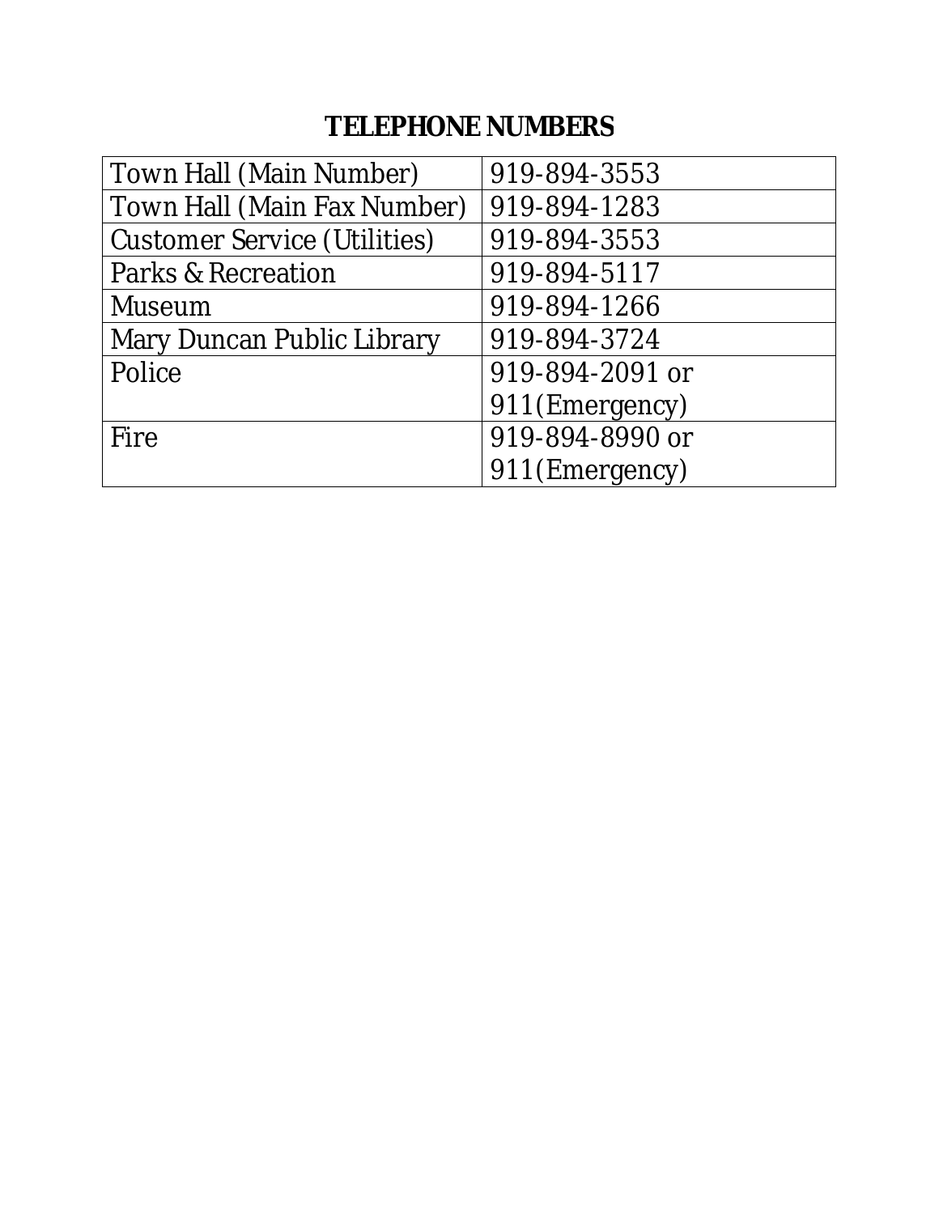# TELEPHONE NUMBERS

| | |
|---|---|
| Town Hall (Main Number) | 919-894-3553 |
| Town Hall (Main Fax Number) | 919-894-1283 |
| Customer Service (Utilities) | 919-894-3553 |
| Parks & Recreation | 919-894-5117 |
| Museum | 919-894-1266 |
| Mary Duncan Public Library | 919-894-3724 |
| Police | 919-894-2091 or 911(Emergency) |
| Fire | 919-894-8990 or 911(Emergency) |